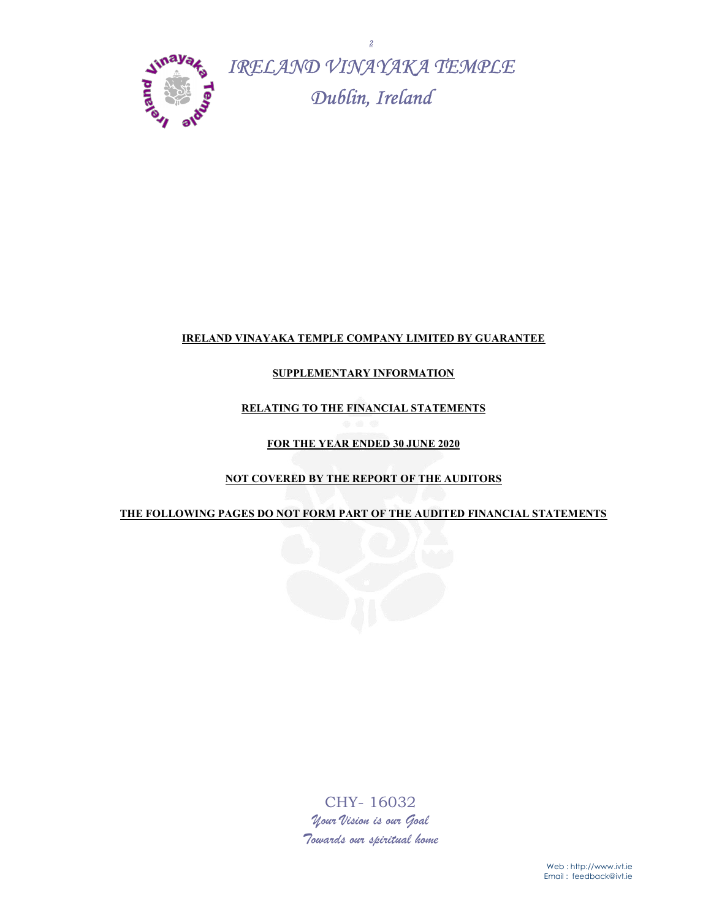# IRELAND VINAYAKA TEMPLE

## Dublin, Ireland

**IRELAND VINAYAKA TEMPLE COMPANY LIMITED BY GUARANTEE**

**SUPPLEMENTARY INFORMATION**

**RELATING TO THE FINANCIAL STATEMENTS**

**FOR THE YEAR ENDED 30 JUNE 2020**

**NOT COVERED BY THE REPORT OF THE AUDITORS**

**THE FOLLOWING PAGES DO NOT FORM PART OF THE AUDITED FINANCIAL STATEMENTS**

CHY- 16032

*Your Vision is our Goal*

*Towards our spiritual home*

Web : http://www.ivt.ie
Email : feedback@ivt.ie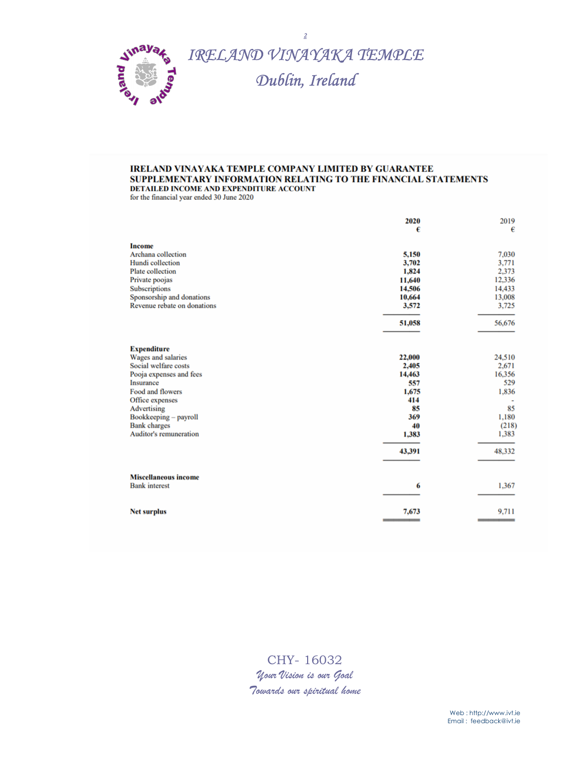# IRELAND VINAYAKA TEMPLE

## Dublin, Ireland

**IRELAND VINAYAKA TEMPLE COMPANY LIMITED BY GUARANTEE**
**SUPPLEMENTARY INFORMATION RELATING TO THE FINANCIAL STATEMENTS**
**DETAILED INCOME AND EXPENDITURE ACCOUNT**
for the financial year ended 30 June 2020

| | **2020 €** | 2019 € |
|---|---|---|
| **Income** | | |
| Archana collection | **5,150** | 7,030 |
| Hundi collection | **3,702** | 3,771 |
| Plate collection | **1,824** | 2,373 |
| Private poojas | **11,640** | 12,336 |
| Subscriptions | **14,506** | 14,433 |
| Sponsorship and donations | **10,664** | 13,008 |
| Revenue rebate on donations | **3,572** | 3,725 |
| | **51,058** | 56,676 |
| **Expenditure** | | |
| Wages and salaries | **22,000** | 24,510 |
| Social welfare costs | **2,405** | 2,671 |
| Pooja expenses and fees | **14,463** | 16,356 |
| Insurance | **557** | 529 |
| Food and flowers | **1,675** | 1,836 |
| Office expenses | **414** | - |
| Advertising | **85** | 85 |
| Bookkeeping – payroll | **369** | 1,180 |
| Bank charges | **40** | (218) |
| Auditor's remuneration | **1,383** | 1,383 |
| | **43,391** | 48,332 |
| **Miscellaneous income** | | |
| Bank interest | **6** | 1,367 |
| **Net surplus** | **7,673** | 9,711 |

CHY- 16032

*Your Vision is our Goal*

*Towards our spiritual home*

Web : http://www.ivt.ie
Email : feedback@ivt.ie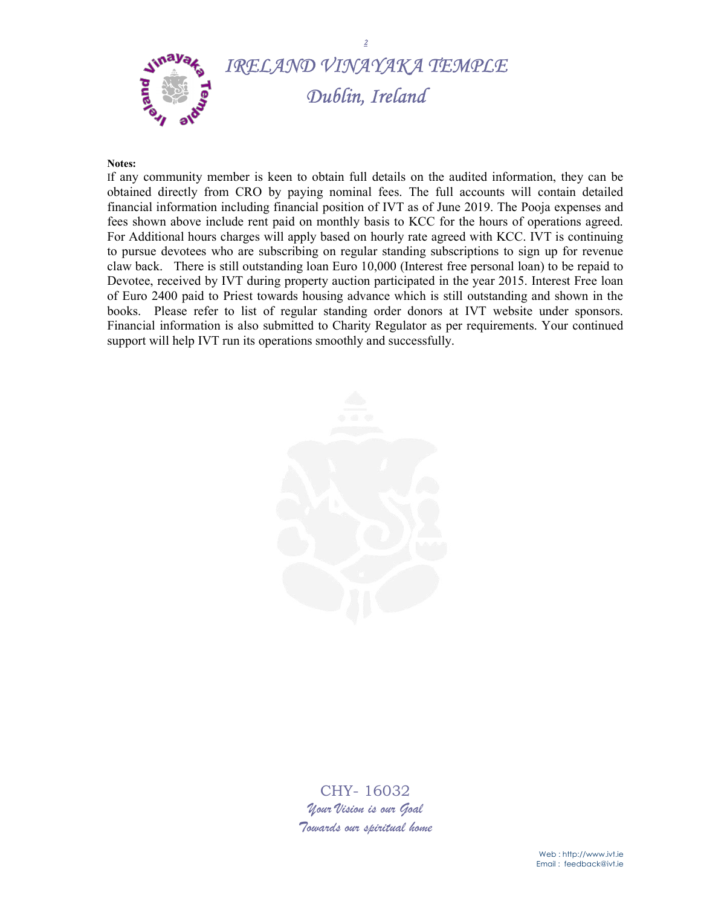**Notes:**

If any community member is keen to obtain full details on the audited information, they can be obtained directly from CRO by paying nominal fees. The full accounts will contain detailed financial information including financial position of IVT as of June 2019. The Pooja expenses and fees shown above include rent paid on monthly basis to KCC for the hours of operations agreed. For Additional hours charges will apply based on hourly rate agreed with KCC. IVT is continuing to pursue devotees who are subscribing on regular standing subscriptions to sign up for revenue claw back. There is still outstanding loan Euro 10,000 (Interest free personal loan) to be repaid to Devotee, received by IVT during property auction participated in the year 2015. Interest Free loan of Euro 2400 paid to Priest towards housing advance which is still outstanding and shown in the books. Please refer to list of regular standing order donors at IVT website under sponsors. Financial information is also submitted to Charity Regulator as per requirements. Your continued support will help IVT run its operations smoothly and successfully.